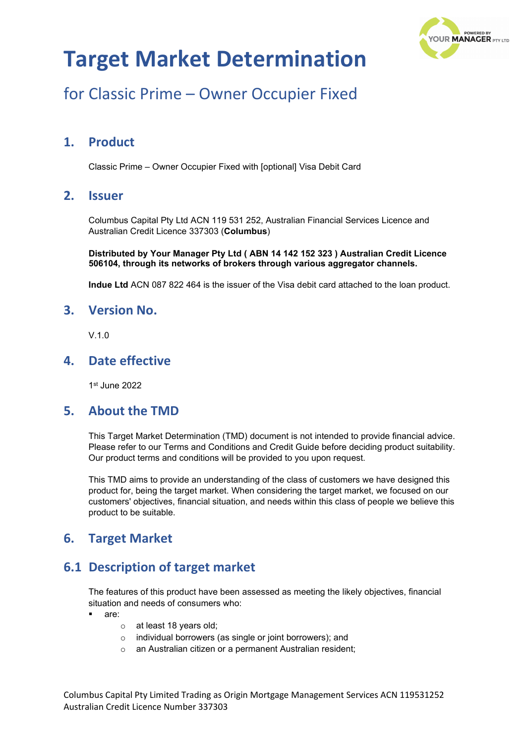# Target Market Determination

## for Classic Prime – Owner Occupier Fixed

## 1. Product

Classic Prime – Owner Occupier Fixed with [optional] Visa Debit Card

## 2. Issuer

Columbus Capital Pty Ltd ACN 119 531 252, Australian Financial Services Licence and Australian Credit Licence 337303 (**Columbus**)

**Distributed by Your Manager Pty Ltd ( ABN 14 142 152 323 ) Australian Credit Licence 506104, through its networks of brokers through various aggregator channels.**

**Indue Ltd** ACN 087 822 464 is the issuer of the Visa debit card attached to the loan product.

## 3. Version No.

V.1.0

## 4. Date effective

1st June 2022

## 5. About the TMD

This Target Market Determination (TMD) document is not intended to provide financial advice. Please refer to our Terms and Conditions and Credit Guide before deciding product suitability. Our product terms and conditions will be provided to you upon request.

This TMD aims to provide an understanding of the class of customers we have designed this product for, being the target market. When considering the target market, we focused on our customers' objectives, financial situation, and needs within this class of people we believe this product to be suitable.

## 6. Target Market

## 6.1 Description of target market

The features of this product have been assessed as meeting the likely objectives, financial situation and needs of consumers who:

- are:
  - at least 18 years old;
  - individual borrowers (as single or joint borrowers); and
  - an Australian citizen or a permanent Australian resident;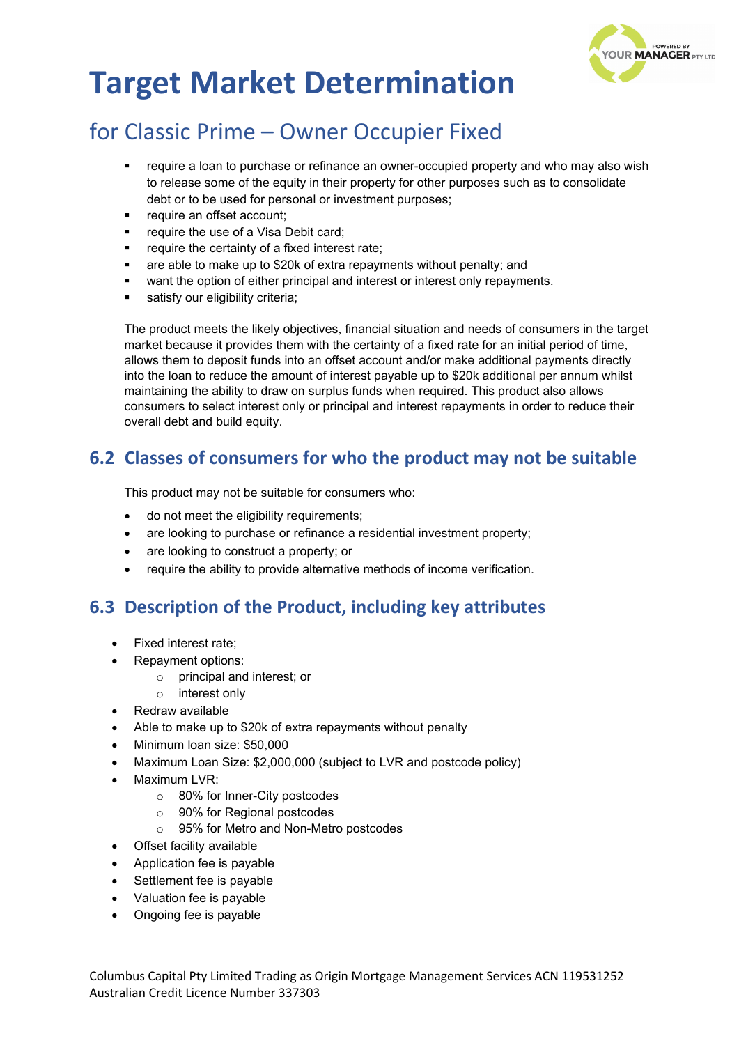- require a loan to purchase or refinance an owner-occupied property and who may also wish to release some of the equity in their property for other purposes such as to consolidate debt or to be used for personal or investment purposes;
- require an offset account;
- require the use of a Visa Debit card;
- require the certainty of a fixed interest rate;
- are able to make up to $20k of extra repayments without penalty; and
- want the option of either principal and interest or interest only repayments.
- satisfy our eligibility criteria;

The product meets the likely objectives, financial situation and needs of consumers in the target market because it provides them with the certainty of a fixed rate for an initial period of time, allows them to deposit funds into an offset account and/or make additional payments directly into the loan to reduce the amount of interest payable up to $20k additional per annum whilst maintaining the ability to draw on surplus funds when required. This product also allows consumers to select interest only or principal and interest repayments in order to reduce their overall debt and build equity.

## 6.2 Classes of consumers for who the product may not be suitable

This product may not be suitable for consumers who:

- do not meet the eligibility requirements;
- are looking to purchase or refinance a residential investment property;
- are looking to construct a property; or
- require the ability to provide alternative methods of income verification.

## 6.3 Description of the Product, including key attributes

- Fixed interest rate;
- Repayment options:
  - principal and interest; or
  - interest only
- Redraw available
- Able to make up to $20k of extra repayments without penalty
- Minimum loan size: $50,000
- Maximum Loan Size: $2,000,000 (subject to LVR and postcode policy)
- Maximum LVR:
  - 80% for Inner-City postcodes
  - 90% for Regional postcodes
  - 95% for Metro and Non-Metro postcodes
- Offset facility available
- Application fee is payable
- Settlement fee is payable
- Valuation fee is payable
- Ongoing fee is payable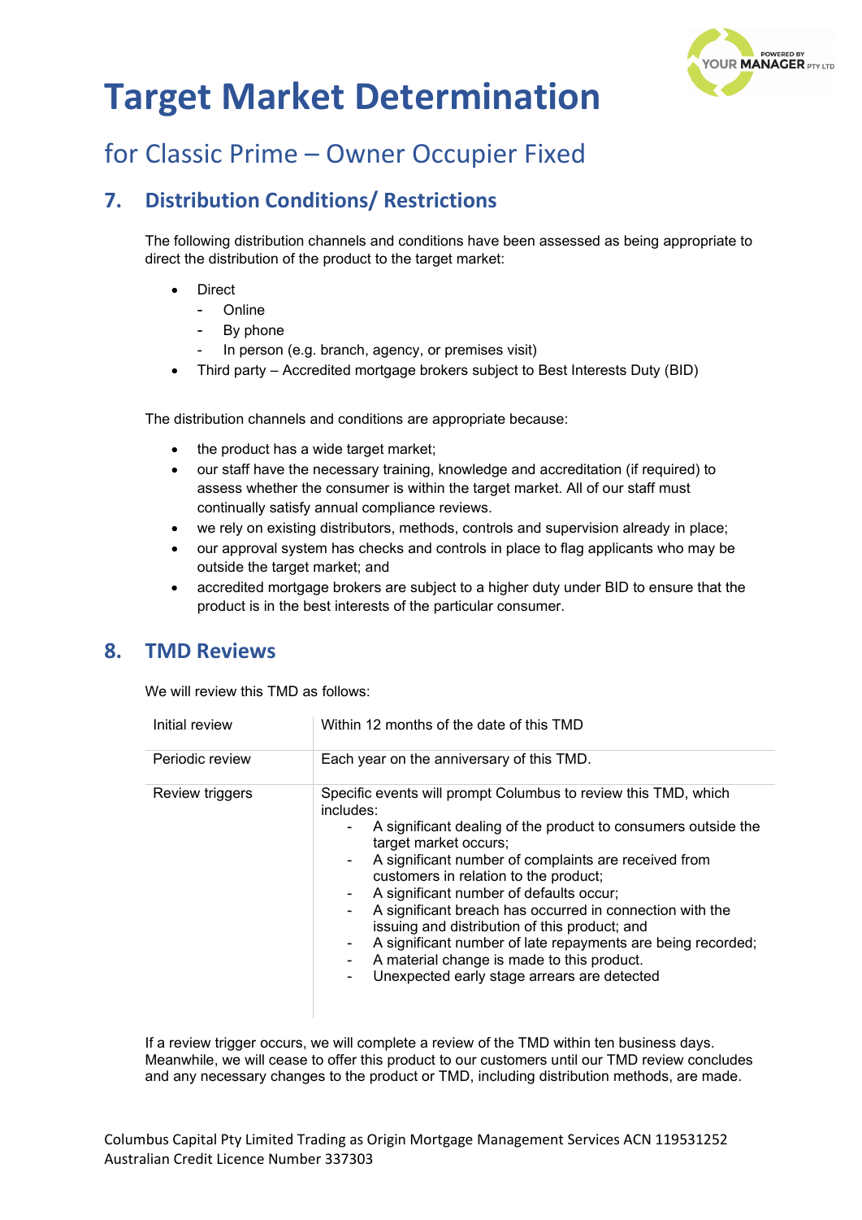# Target Market Determination

## for Classic Prime – Owner Occupier Fixed

## 7. Distribution Conditions/ Restrictions

The following distribution channels and conditions have been assessed as being appropriate to direct the distribution of the product to the target market:

- Direct
  - Online
  - By phone
  - In person (e.g. branch, agency, or premises visit)
- Third party – Accredited mortgage brokers subject to Best Interests Duty (BID)

The distribution channels and conditions are appropriate because:

- the product has a wide target market;
- our staff have the necessary training, knowledge and accreditation (if required) to assess whether the consumer is within the target market. All of our staff must continually satisfy annual compliance reviews.
- we rely on existing distributors, methods, controls and supervision already in place;
- our approval system has checks and controls in place to flag applicants who may be outside the target market; and
- accredited mortgage brokers are subject to a higher duty under BID to ensure that the product is in the best interests of the particular consumer.

## 8. TMD Reviews

We will review this TMD as follows:

| | |
|---|---|
| Initial review | Within 12 months of the date of this TMD |
| Periodic review | Each year on the anniversary of this TMD. |
| Review triggers | Specific events will prompt Columbus to review this TMD, which includes:<br>- A significant dealing of the product to consumers outside the target market occurs;<br>- A significant number of complaints are received from customers in relation to the product;<br>- A significant number of defaults occur;<br>- A significant breach has occurred in connection with the issuing and distribution of this product; and<br>- A significant number of late repayments are being recorded;<br>- A material change is made to this product.<br>- Unexpected early stage arrears are detected |

If a review trigger occurs, we will complete a review of the TMD within ten business days. Meanwhile, we will cease to offer this product to our customers until our TMD review concludes and any necessary changes to the product or TMD, including distribution methods, are made.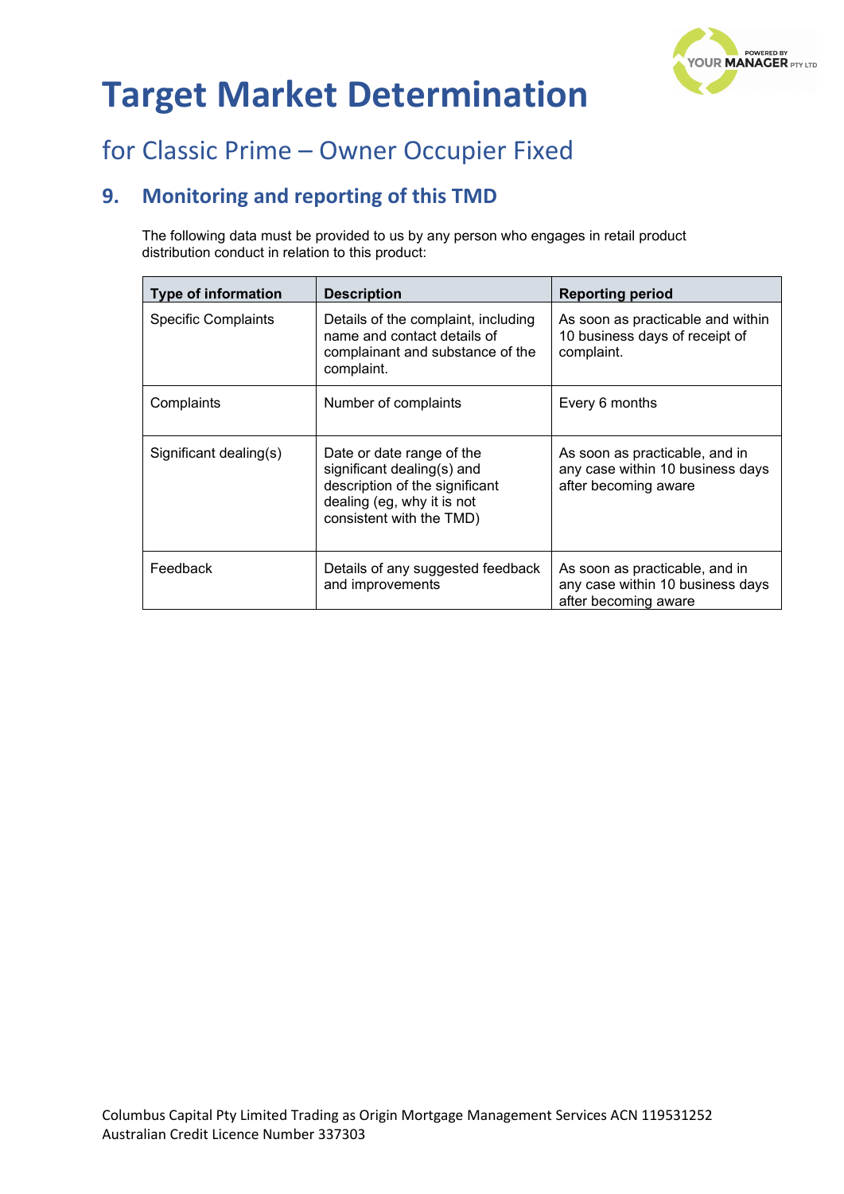# Target Market Determination

## for Classic Prime – Owner Occupier Fixed

## 9. Monitoring and reporting of this TMD

The following data must be provided to us by any person who engages in retail product distribution conduct in relation to this product:

| Type of information | Description | Reporting period |
|---|---|---|
| Specific Complaints | Details of the complaint, including name and contact details of complainant and substance of the complaint. | As soon as practicable and within 10 business days of receipt of complaint. |
| Complaints | Number of complaints | Every 6 months |
| Significant dealing(s) | Date or date range of the significant dealing(s) and description of the significant dealing (eg, why it is not consistent with the TMD) | As soon as practicable, and in any case within 10 business days after becoming aware |
| Feedback | Details of any suggested feedback and improvements | As soon as practicable, and in any case within 10 business days after becoming aware |

Columbus Capital Pty Limited Trading as Origin Mortgage Management Services ACN 119531252
Australian Credit Licence Number 337303